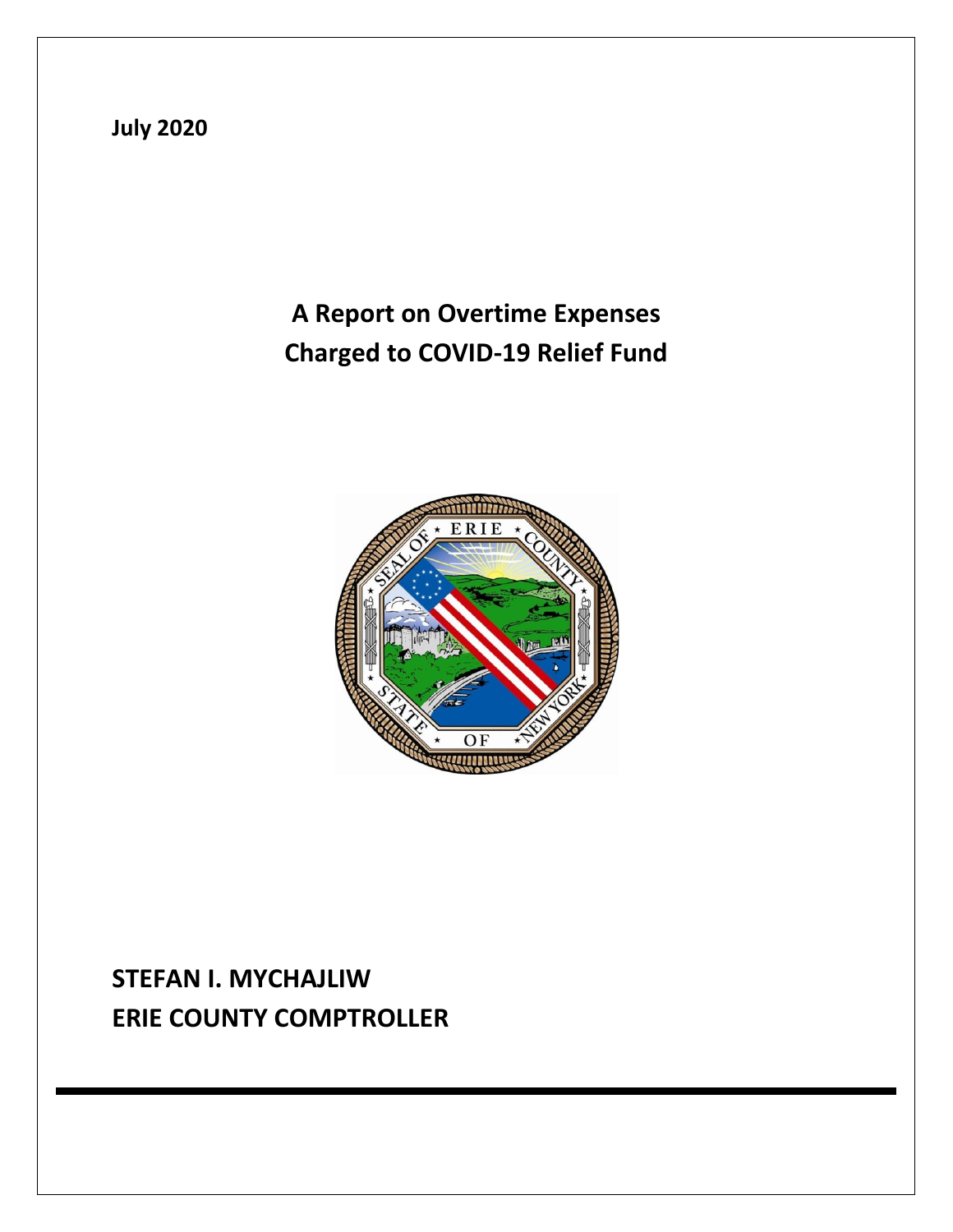**July 2020**

# A Report on Overtime Expenses Charged to COVID-19 Relief Fund

**STEFAN I. MYCHAJLIW**
**ERIE COUNTY COMPTROLLER**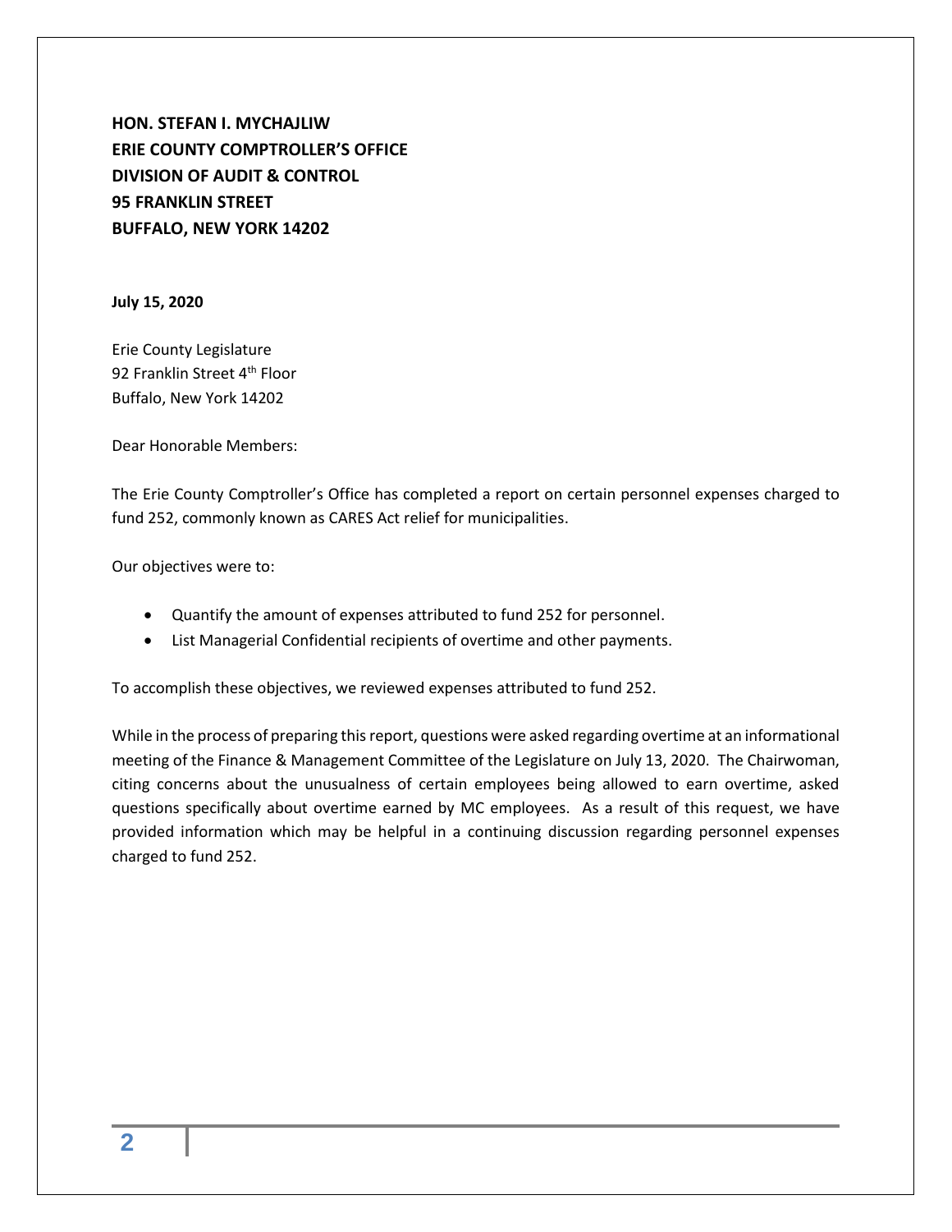**HON. STEFAN I. MYCHAJLIW**
**ERIE COUNTY COMPTROLLER'S OFFICE**
**DIVISION OF AUDIT & CONTROL**
**95 FRANKLIN STREET**
**BUFFALO, NEW YORK 14202**

**July 15, 2020**

Erie County Legislature
92 Franklin Street 4th Floor
Buffalo, New York 14202

Dear Honorable Members:

The Erie County Comptroller's Office has completed a report on certain personnel expenses charged to fund 252, commonly known as CARES Act relief for municipalities.

Our objectives were to:

- Quantify the amount of expenses attributed to fund 252 for personnel.
- List Managerial Confidential recipients of overtime and other payments.

To accomplish these objectives, we reviewed expenses attributed to fund 252.

While in the process of preparing this report, questions were asked regarding overtime at an informational meeting of the Finance & Management Committee of the Legislature on July 13, 2020. The Chairwoman, citing concerns about the unusualness of certain employees being allowed to earn overtime, asked questions specifically about overtime earned by MC employees. As a result of this request, we have provided information which may be helpful in a continuing discussion regarding personnel expenses charged to fund 252.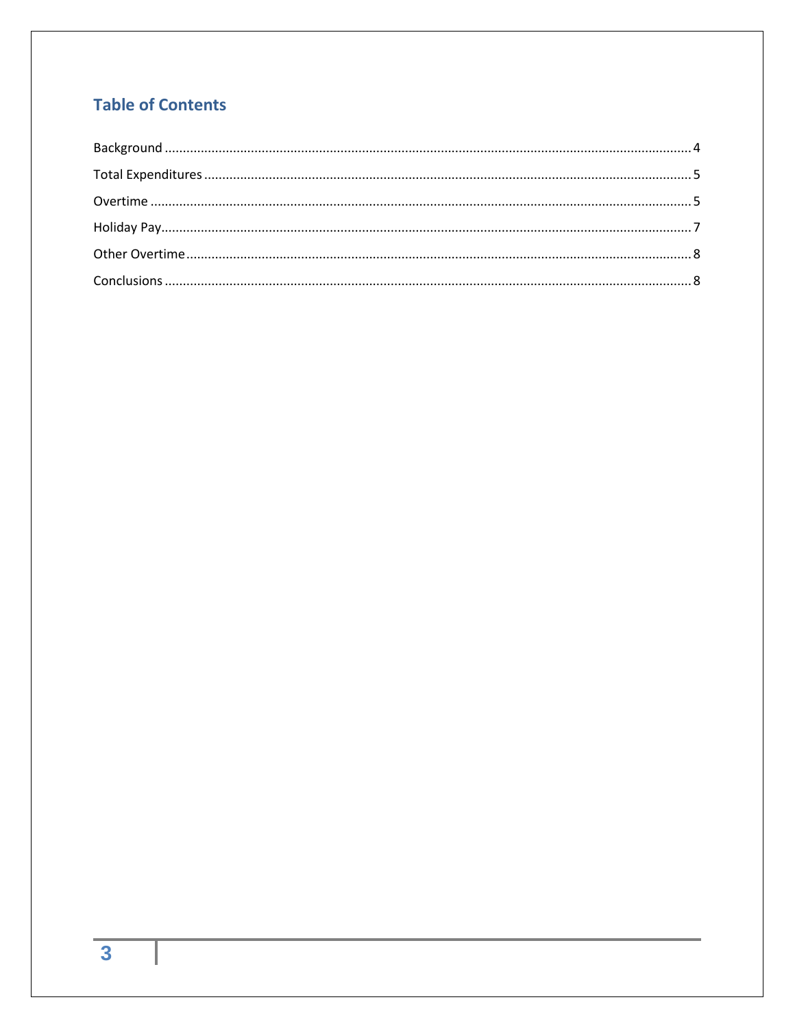## Table of Contents

Background ........................................................ 4

Total Expenditures ................................................ 5

Overtime .......................................................... 5

Holiday Pay ....................................................... 7

Other Overtime .................................................... 8

Conclusions ....................................................... 8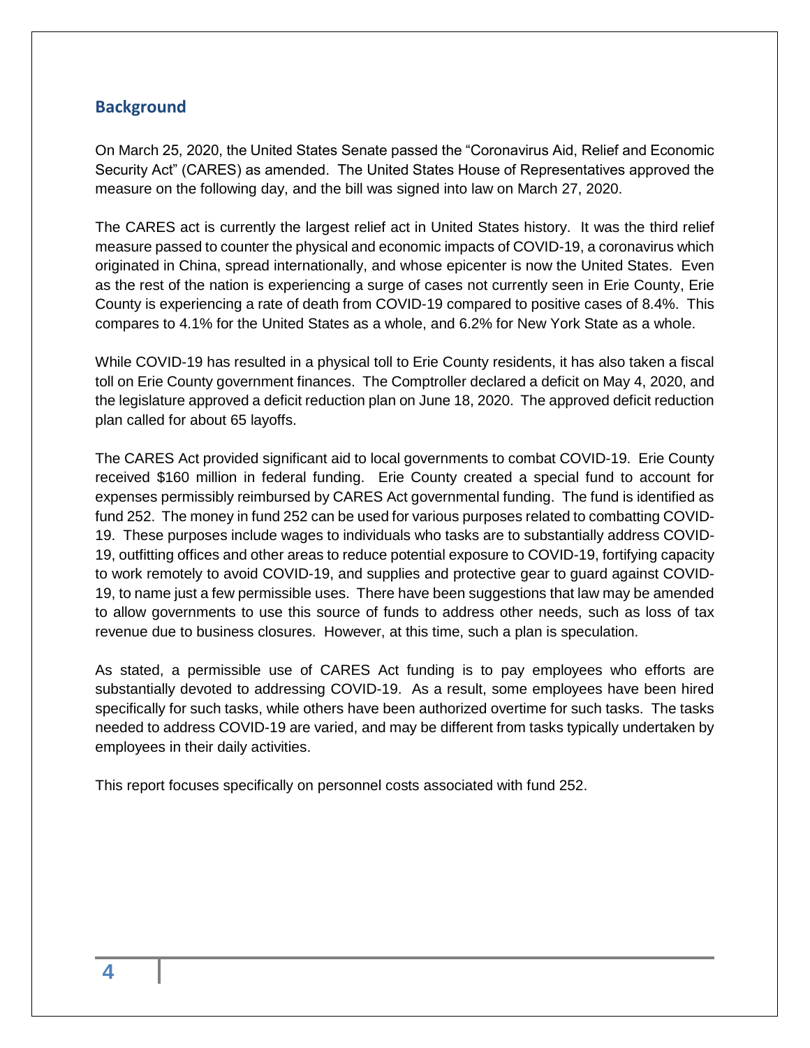## Background

On March 25, 2020, the United States Senate passed the "Coronavirus Aid, Relief and Economic Security Act" (CARES) as amended. The United States House of Representatives approved the measure on the following day, and the bill was signed into law on March 27, 2020.

The CARES act is currently the largest relief act in United States history. It was the third relief measure passed to counter the physical and economic impacts of COVID-19, a coronavirus which originated in China, spread internationally, and whose epicenter is now the United States. Even as the rest of the nation is experiencing a surge of cases not currently seen in Erie County, Erie County is experiencing a rate of death from COVID-19 compared to positive cases of 8.4%. This compares to 4.1% for the United States as a whole, and 6.2% for New York State as a whole.

While COVID-19 has resulted in a physical toll to Erie County residents, it has also taken a fiscal toll on Erie County government finances. The Comptroller declared a deficit on May 4, 2020, and the legislature approved a deficit reduction plan on June 18, 2020. The approved deficit reduction plan called for about 65 layoffs.

The CARES Act provided significant aid to local governments to combat COVID-19. Erie County received $160 million in federal funding. Erie County created a special fund to account for expenses permissibly reimbursed by CARES Act governmental funding. The fund is identified as fund 252. The money in fund 252 can be used for various purposes related to combatting COVID-19. These purposes include wages to individuals who tasks are to substantially address COVID-19, outfitting offices and other areas to reduce potential exposure to COVID-19, fortifying capacity to work remotely to avoid COVID-19, and supplies and protective gear to guard against COVID-19, to name just a few permissible uses. There have been suggestions that law may be amended to allow governments to use this source of funds to address other needs, such as loss of tax revenue due to business closures. However, at this time, such a plan is speculation.

As stated, a permissible use of CARES Act funding is to pay employees who efforts are substantially devoted to addressing COVID-19. As a result, some employees have been hired specifically for such tasks, while others have been authorized overtime for such tasks. The tasks needed to address COVID-19 are varied, and may be different from tasks typically undertaken by employees in their daily activities.

This report focuses specifically on personnel costs associated with fund 252.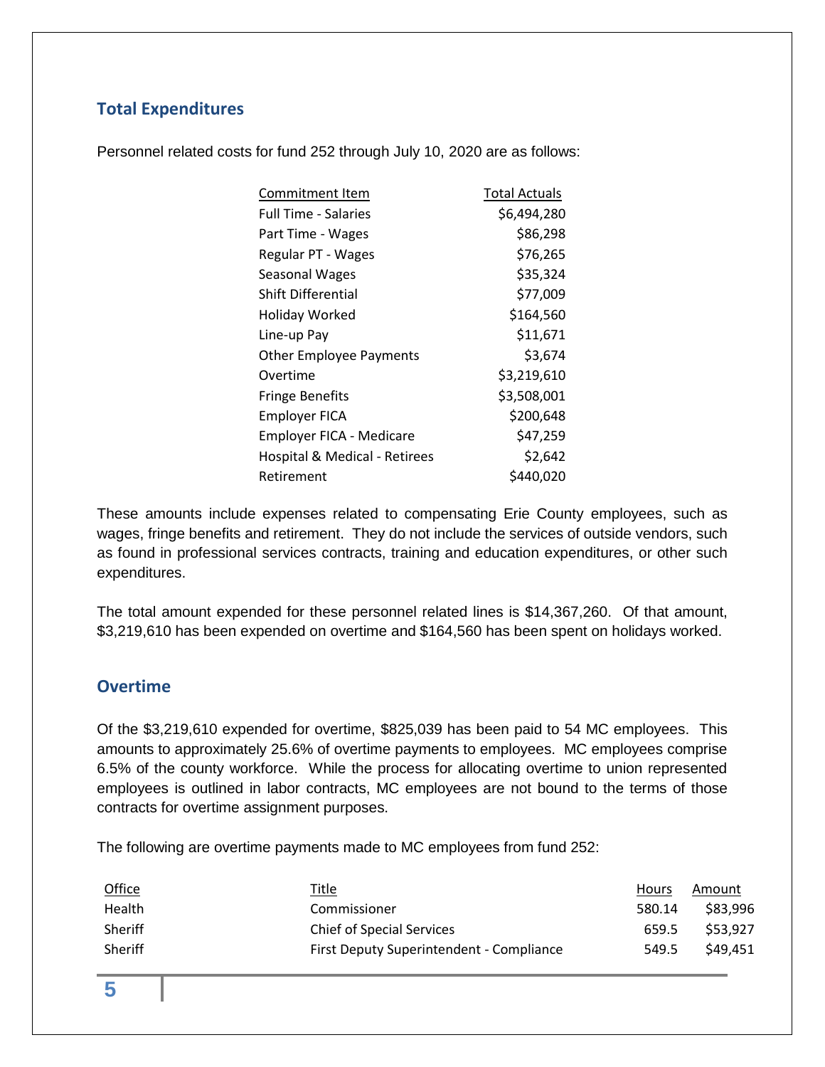## Total Expenditures

Personnel related costs for fund 252 through July 10, 2020 are as follows:

| Commitment Item | Total Actuals |
|---|---|
| Full Time - Salaries | $6,494,280 |
| Part Time - Wages | $86,298 |
| Regular PT - Wages | $76,265 |
| Seasonal Wages | $35,324 |
| Shift Differential | $77,009 |
| Holiday Worked | $164,560 |
| Line-up Pay | $11,671 |
| Other Employee Payments | $3,674 |
| Overtime | $3,219,610 |
| Fringe Benefits | $3,508,001 |
| Employer FICA | $200,648 |
| Employer FICA - Medicare | $47,259 |
| Hospital & Medical - Retirees | $2,642 |
| Retirement | $440,020 |

These amounts include expenses related to compensating Erie County employees, such as wages, fringe benefits and retirement. They do not include the services of outside vendors, such as found in professional services contracts, training and education expenditures, or other such expenditures.

The total amount expended for these personnel related lines is $14,367,260. Of that amount, $3,219,610 has been expended on overtime and $164,560 has been spent on holidays worked.

## Overtime

Of the $3,219,610 expended for overtime, $825,039 has been paid to 54 MC employees. This amounts to approximately 25.6% of overtime payments to employees. MC employees comprise 6.5% of the county workforce. While the process for allocating overtime to union represented employees is outlined in labor contracts, MC employees are not bound to the terms of those contracts for overtime assignment purposes.

The following are overtime payments made to MC employees from fund 252:

| Office | Title | Hours | Amount |
|---|---|---|---|
| Health | Commissioner | 580.14 | $83,996 |
| Sheriff | Chief of Special Services | 659.5 | $53,927 |
| Sheriff | First Deputy Superintendent - Compliance | 549.5 | $49,451 |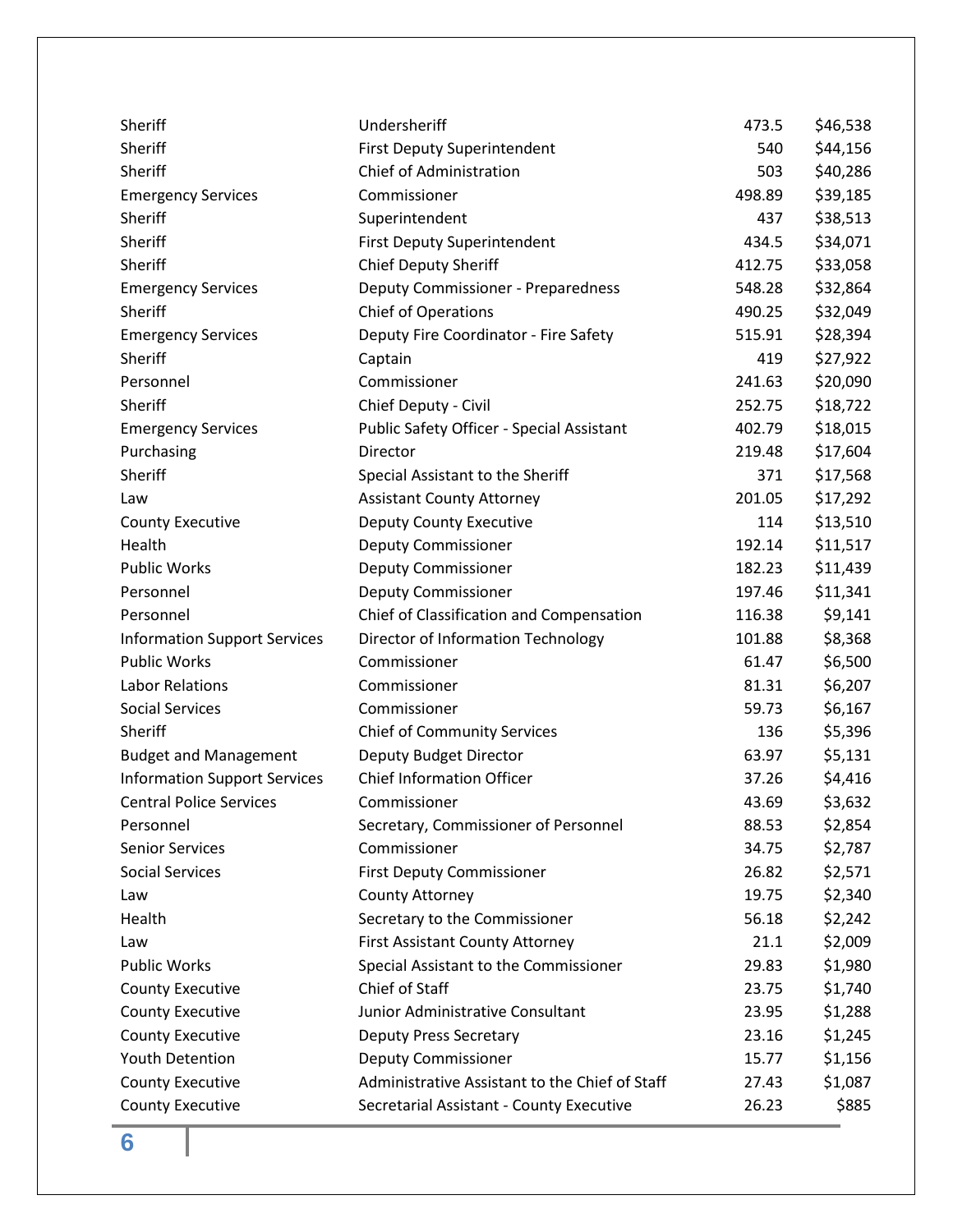| | | | |
|---|---|---|---|
| Sheriff | Undersheriff | 473.5 | $46,538 |
| Sheriff | First Deputy Superintendent | 540 | $44,156 |
| Sheriff | Chief of Administration | 503 | $40,286 |
| Emergency Services | Commissioner | 498.89 | $39,185 |
| Sheriff | Superintendent | 437 | $38,513 |
| Sheriff | First Deputy Superintendent | 434.5 | $34,071 |
| Sheriff | Chief Deputy Sheriff | 412.75 | $33,058 |
| Emergency Services | Deputy Commissioner - Preparedness | 548.28 | $32,864 |
| Sheriff | Chief of Operations | 490.25 | $32,049 |
| Emergency Services | Deputy Fire Coordinator - Fire Safety | 515.91 | $28,394 |
| Sheriff | Captain | 419 | $27,922 |
| Personnel | Commissioner | 241.63 | $20,090 |
| Sheriff | Chief Deputy - Civil | 252.75 | $18,722 |
| Emergency Services | Public Safety Officer - Special Assistant | 402.79 | $18,015 |
| Purchasing | Director | 219.48 | $17,604 |
| Sheriff | Special Assistant to the Sheriff | 371 | $17,568 |
| Law | Assistant County Attorney | 201.05 | $17,292 |
| County Executive | Deputy County Executive | 114 | $13,510 |
| Health | Deputy Commissioner | 192.14 | $11,517 |
| Public Works | Deputy Commissioner | 182.23 | $11,439 |
| Personnel | Deputy Commissioner | 197.46 | $11,341 |
| Personnel | Chief of Classification and Compensation | 116.38 | $9,141 |
| Information Support Services | Director of Information Technology | 101.88 | $8,368 |
| Public Works | Commissioner | 61.47 | $6,500 |
| Labor Relations | Commissioner | 81.31 | $6,207 |
| Social Services | Commissioner | 59.73 | $6,167 |
| Sheriff | Chief of Community Services | 136 | $5,396 |
| Budget and Management | Deputy Budget Director | 63.97 | $5,131 |
| Information Support Services | Chief Information Officer | 37.26 | $4,416 |
| Central Police Services | Commissioner | 43.69 | $3,632 |
| Personnel | Secretary, Commissioner of Personnel | 88.53 | $2,854 |
| Senior Services | Commissioner | 34.75 | $2,787 |
| Social Services | First Deputy Commissioner | 26.82 | $2,571 |
| Law | County Attorney | 19.75 | $2,340 |
| Health | Secretary to the Commissioner | 56.18 | $2,242 |
| Law | First Assistant County Attorney | 21.1 | $2,009 |
| Public Works | Special Assistant to the Commissioner | 29.83 | $1,980 |
| County Executive | Chief of Staff | 23.75 | $1,740 |
| County Executive | Junior Administrative Consultant | 23.95 | $1,288 |
| County Executive | Deputy Press Secretary | 23.16 | $1,245 |
| Youth Detention | Deputy Commissioner | 15.77 | $1,156 |
| County Executive | Administrative Assistant to the Chief of Staff | 27.43 | $1,087 |
| County Executive | Secretarial Assistant - County Executive | 26.23 | $885 |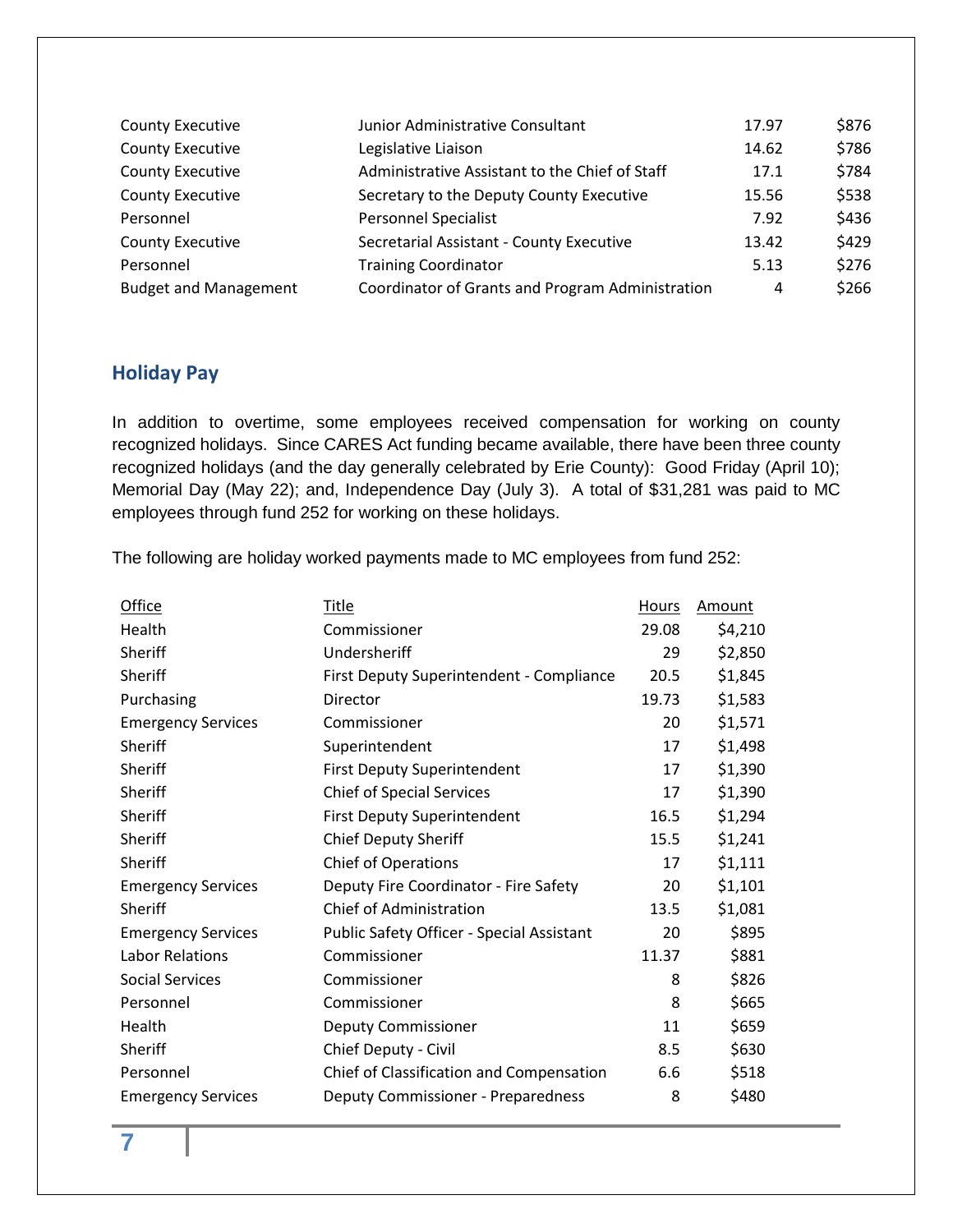| | | | |
|---|---|---|---|
| County Executive | Junior Administrative Consultant | 17.97 | $876 |
| County Executive | Legislative Liaison | 14.62 | $786 |
| County Executive | Administrative Assistant to the Chief of Staff | 17.1 | $784 |
| County Executive | Secretary to the Deputy County Executive | 15.56 | $538 |
| Personnel | Personnel Specialist | 7.92 | $436 |
| County Executive | Secretarial Assistant - County Executive | 13.42 | $429 |
| Personnel | Training Coordinator | 5.13 | $276 |
| Budget and Management | Coordinator of Grants and Program Administration | 4 | $266 |

## Holiday Pay

In addition to overtime, some employees received compensation for working on county recognized holidays. Since CARES Act funding became available, there have been three county recognized holidays (and the day generally celebrated by Erie County): Good Friday (April 10); Memorial Day (May 22); and, Independence Day (July 3). A total of $31,281 was paid to MC employees through fund 252 for working on these holidays.

The following are holiday worked payments made to MC employees from fund 252:

| Office | Title | Hours | Amount |
|---|---|---|---|
| Health | Commissioner | 29.08 | $4,210 |
| Sheriff | Undersheriff | 29 | $2,850 |
| Sheriff | First Deputy Superintendent - Compliance | 20.5 | $1,845 |
| Purchasing | Director | 19.73 | $1,583 |
| Emergency Services | Commissioner | 20 | $1,571 |
| Sheriff | Superintendent | 17 | $1,498 |
| Sheriff | First Deputy Superintendent | 17 | $1,390 |
| Sheriff | Chief of Special Services | 17 | $1,390 |
| Sheriff | First Deputy Superintendent | 16.5 | $1,294 |
| Sheriff | Chief Deputy Sheriff | 15.5 | $1,241 |
| Sheriff | Chief of Operations | 17 | $1,111 |
| Emergency Services | Deputy Fire Coordinator - Fire Safety | 20 | $1,101 |
| Sheriff | Chief of Administration | 13.5 | $1,081 |
| Emergency Services | Public Safety Officer - Special Assistant | 20 | $895 |
| Labor Relations | Commissioner | 11.37 | $881 |
| Social Services | Commissioner | 8 | $826 |
| Personnel | Commissioner | 8 | $665 |
| Health | Deputy Commissioner | 11 | $659 |
| Sheriff | Chief Deputy - Civil | 8.5 | $630 |
| Personnel | Chief of Classification and Compensation | 6.6 | $518 |
| Emergency Services | Deputy Commissioner - Preparedness | 8 | $480 |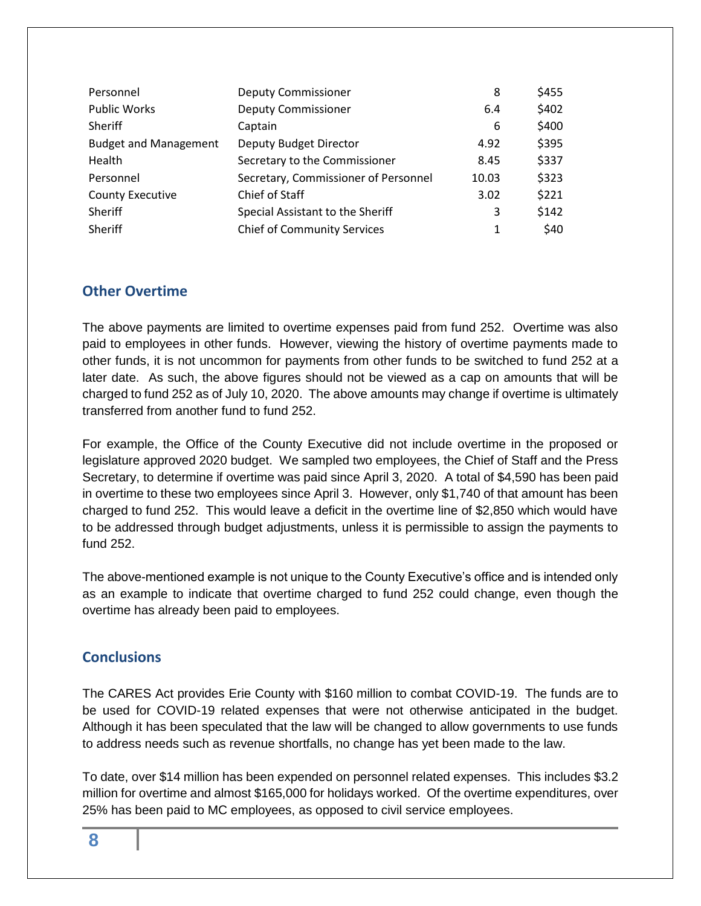| | | | |
|---|---|---|---|
| Personnel | Deputy Commissioner | 8 | $455 |
| Public Works | Deputy Commissioner | 6.4 | $402 |
| Sheriff | Captain | 6 | $400 |
| Budget and Management | Deputy Budget Director | 4.92 | $395 |
| Health | Secretary to the Commissioner | 8.45 | $337 |
| Personnel | Secretary, Commissioner of Personnel | 10.03 | $323 |
| County Executive | Chief of Staff | 3.02 | $221 |
| Sheriff | Special Assistant to the Sheriff | 3 | $142 |
| Sheriff | Chief of Community Services | 1 | $40 |

## Other Overtime

The above payments are limited to overtime expenses paid from fund 252. Overtime was also paid to employees in other funds. However, viewing the history of overtime payments made to other funds, it is not uncommon for payments from other funds to be switched to fund 252 at a later date. As such, the above figures should not be viewed as a cap on amounts that will be charged to fund 252 as of July 10, 2020. The above amounts may change if overtime is ultimately transferred from another fund to fund 252.

For example, the Office of the County Executive did not include overtime in the proposed or legislature approved 2020 budget. We sampled two employees, the Chief of Staff and the Press Secretary, to determine if overtime was paid since April 3, 2020. A total of $4,590 has been paid in overtime to these two employees since April 3. However, only $1,740 of that amount has been charged to fund 252. This would leave a deficit in the overtime line of $2,850 which would have to be addressed through budget adjustments, unless it is permissible to assign the payments to fund 252.

The above-mentioned example is not unique to the County Executive's office and is intended only as an example to indicate that overtime charged to fund 252 could change, even though the overtime has already been paid to employees.

## Conclusions

The CARES Act provides Erie County with $160 million to combat COVID-19. The funds are to be used for COVID-19 related expenses that were not otherwise anticipated in the budget. Although it has been speculated that the law will be changed to allow governments to use funds to address needs such as revenue shortfalls, no change has yet been made to the law.

To date, over $14 million has been expended on personnel related expenses. This includes $3.2 million for overtime and almost $165,000 for holidays worked. Of the overtime expenditures, over 25% has been paid to MC employees, as opposed to civil service employees.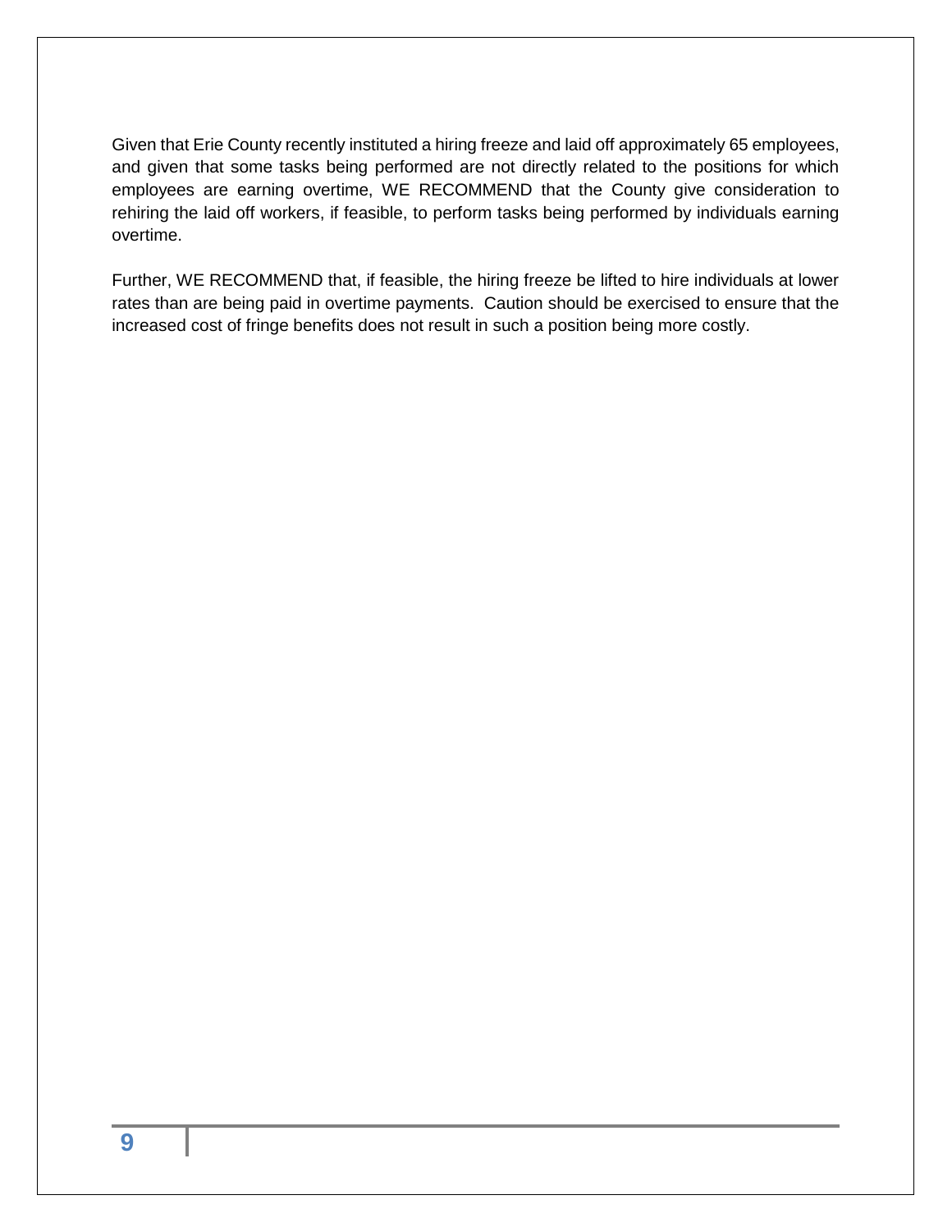Given that Erie County recently instituted a hiring freeze and laid off approximately 65 employees, and given that some tasks being performed are not directly related to the positions for which employees are earning overtime, WE RECOMMEND that the County give consideration to rehiring the laid off workers, if feasible, to perform tasks being performed by individuals earning overtime.

Further, WE RECOMMEND that, if feasible, the hiring freeze be lifted to hire individuals at lower rates than are being paid in overtime payments. Caution should be exercised to ensure that the increased cost of fringe benefits does not result in such a position being more costly.